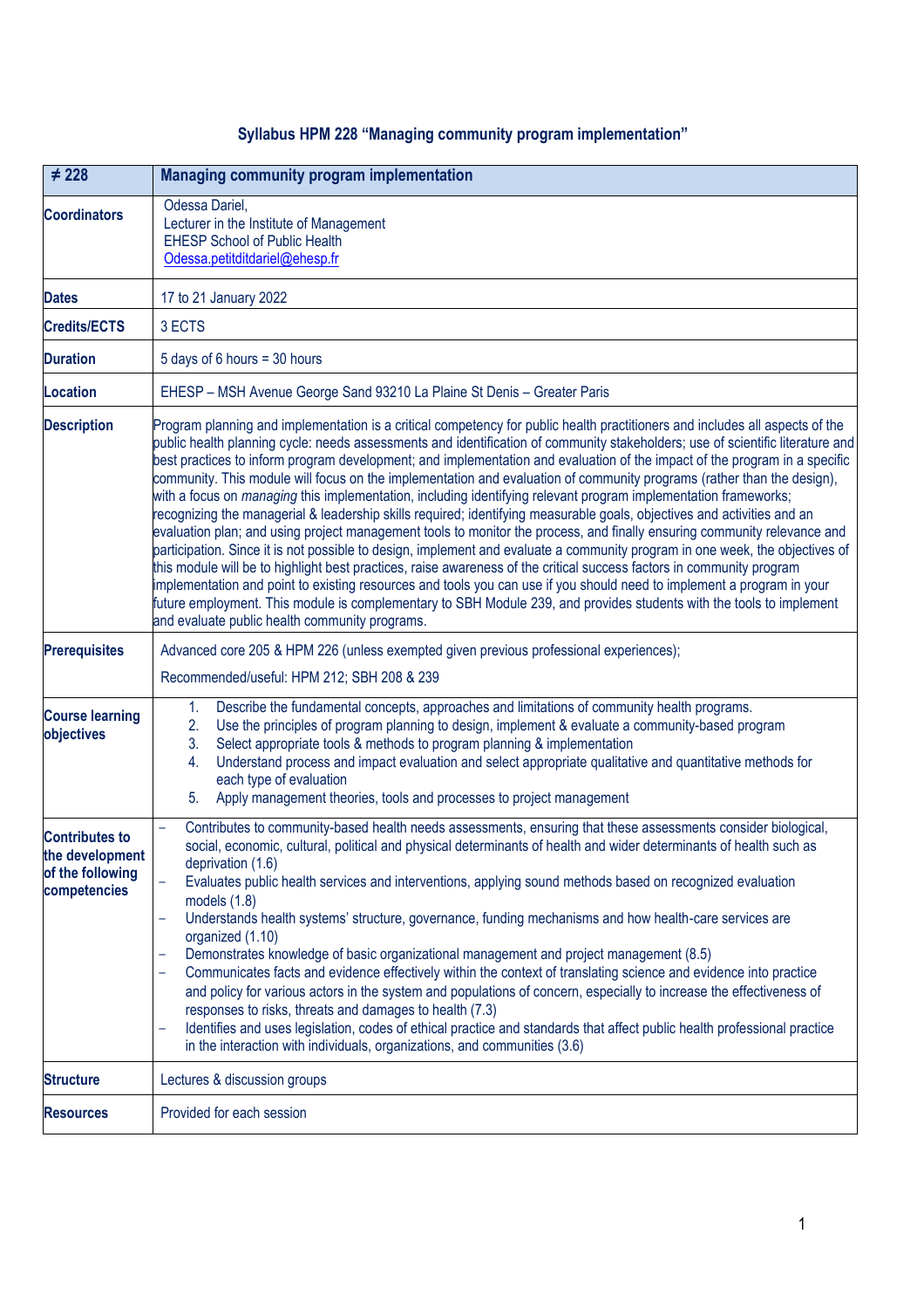# Syllabus HPM 228 "Managing community program implementation"

| ≠ 228 | Managing community program implementation |
|---|---|
| **Coordinators** | Odessa Dariel,<br>Lecturer in the Institute of Management<br>EHESP School of Public Health<br>Odessa.petitditdariel@ehesp.fr |
| **Dates** | 17 to 21 January 2022 |
| **Credits/ECTS** | 3 ECTS |
| **Duration** | 5 days of 6 hours = 30 hours |
| **Location** | EHESP – MSH Avenue George Sand 93210 La Plaine St Denis – Greater Paris |
| **Description** | Program planning and implementation is a critical competency for public health practitioners and includes all aspects of the public health planning cycle: needs assessments and identification of community stakeholders; use of scientific literature and best practices to inform program development; and implementation and evaluation of the impact of the program in a specific community. This module will focus on the implementation and evaluation of community programs (rather than the design), with a focus on *managing* this implementation, including identifying relevant program implementation frameworks; recognizing the managerial & leadership skills required; identifying measurable goals, objectives and activities and an evaluation plan; and using project management tools to monitor the process, and finally ensuring community relevance and participation. Since it is not possible to design, implement and evaluate a community program in one week, the objectives of this module will be to highlight best practices, raise awareness of the critical success factors in community program implementation and point to existing resources and tools you can use if you should need to implement a program in your future employment. This module is complementary to SBH Module 239, and provides students with the tools to implement and evaluate public health community programs. |
| **Prerequisites** | Advanced core 205 & HPM 226 (unless exempted given previous professional experiences);<br>Recommended/useful: HPM 212; SBH 208 & 239 |
| **Course learning objectives** | 1. Describe the fundamental concepts, approaches and limitations of community health programs.<br>2. Use the principles of program planning to design, implement & evaluate a community-based program<br>3. Select appropriate tools & methods to program planning & implementation<br>4. Understand process and impact evaluation and select appropriate qualitative and quantitative methods for each type of evaluation<br>5. Apply management theories, tools and processes to project management |
| **Contributes to the development of the following competencies** | – Contributes to community-based health needs assessments, ensuring that these assessments consider biological, social, economic, cultural, political and physical determinants of health and wider determinants of health such as deprivation (1.6)<br>– Evaluates public health services and interventions, applying sound methods based on recognized evaluation models (1.8)<br>– Understands health systems' structure, governance, funding mechanisms and how health-care services are organized (1.10)<br>– Demonstrates knowledge of basic organizational management and project management (8.5)<br>– Communicates facts and evidence effectively within the context of translating science and evidence into practice and policy for various actors in the system and populations of concern, especially to increase the effectiveness of responses to risks, threats and damages to health (7.3)<br>– Identifies and uses legislation, codes of ethical practice and standards that affect public health professional practice in the interaction with individuals, organizations, and communities (3.6) |
| **Structure** | Lectures & discussion groups |
| **Resources** | Provided for each session |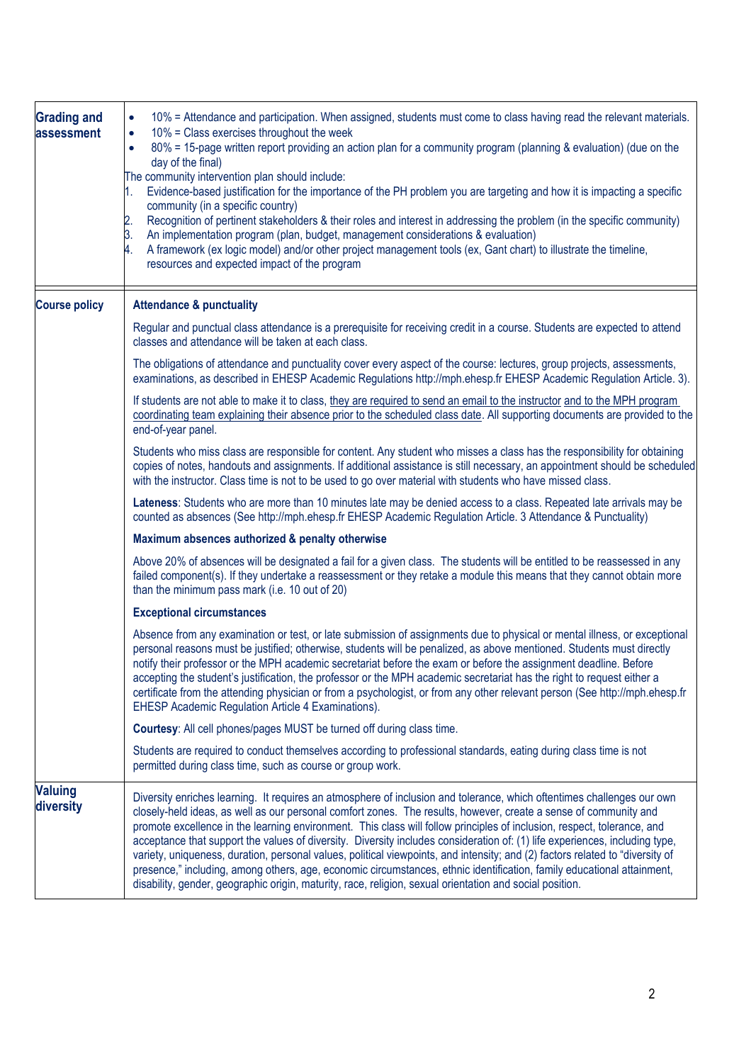| | |
|---|---|
| **Grading and assessment** | • 10% = Attendance and participation. When assigned, students must come to class having read the relevant materials.<br>• 10% = Class exercises throughout the week<br>• 80% = 15-page written report providing an action plan for a community program (planning & evaluation) (due on the day of the final)<br>The community intervention plan should include:<br>1. Evidence-based justification for the importance of the PH problem you are targeting and how it is impacting a specific community (in a specific country)<br>2. Recognition of pertinent stakeholders & their roles and interest in addressing the problem (in the specific community)<br>3. An implementation program (plan, budget, management considerations & evaluation)<br>4. A framework (ex logic model) and/or other project management tools (ex, Gant chart) to illustrate the timeline, resources and expected impact of the program |
| **Course policy** | **Attendance & punctuality**<br><br>Regular and punctual class attendance is a prerequisite for receiving credit in a course. Students are expected to attend classes and attendance will be taken at each class.<br><br>The obligations of attendance and punctuality cover every aspect of the course: lectures, group projects, assessments, examinations, as described in EHESP Academic Regulations http://mph.ehesp.fr EHESP Academic Regulation Article. 3).<br><br>If students are not able to make it to class, they are required to send an email to the instructor and to the MPH program coordinating team explaining their absence prior to the scheduled class date. All supporting documents are provided to the end-of-year panel.<br><br>Students who miss class are responsible for content. Any student who misses a class has the responsibility for obtaining copies of notes, handouts and assignments. If additional assistance is still necessary, an appointment should be scheduled with the instructor. Class time is not to be used to go over material with students who have missed class.<br><br>**Lateness**: Students who are more than 10 minutes late may be denied access to a class. Repeated late arrivals may be counted as absences (See http://mph.ehesp.fr EHESP Academic Regulation Article. 3 Attendance & Punctuality)<br><br>**Maximum absences authorized & penalty otherwise**<br><br>Above 20% of absences will be designated a fail for a given class. The students will be entitled to be reassessed in any failed component(s). If they undertake a reassessment or they retake a module this means that they cannot obtain more than the minimum pass mark (i.e. 10 out of 20)<br><br>**Exceptional circumstances**<br><br>Absence from any examination or test, or late submission of assignments due to physical or mental illness, or exceptional personal reasons must be justified; otherwise, students will be penalized, as above mentioned. Students must directly notify their professor or the MPH academic secretariat before the exam or before the assignment deadline. Before accepting the student's justification, the professor or the MPH academic secretariat has the right to request either a certificate from the attending physician or from a psychologist, or from any other relevant person (See http://mph.ehesp.fr EHESP Academic Regulation Article 4 Examinations).<br><br>**Courtesy**: All cell phones/pages MUST be turned off during class time.<br><br>Students are required to conduct themselves according to professional standards, eating during class time is not permitted during class time, such as course or group work. |
| **Valuing diversity** | Diversity enriches learning. It requires an atmosphere of inclusion and tolerance, which oftentimes challenges our own closely-held ideas, as well as our personal comfort zones. The results, however, create a sense of community and promote excellence in the learning environment. This class will follow principles of inclusion, respect, tolerance, and acceptance that support the values of diversity. Diversity includes consideration of: (1) life experiences, including type, variety, uniqueness, duration, personal values, political viewpoints, and intensity; and (2) factors related to "diversity of presence," including, among others, age, economic circumstances, ethnic identification, family educational attainment, disability, gender, geographic origin, maturity, race, religion, sexual orientation and social position. |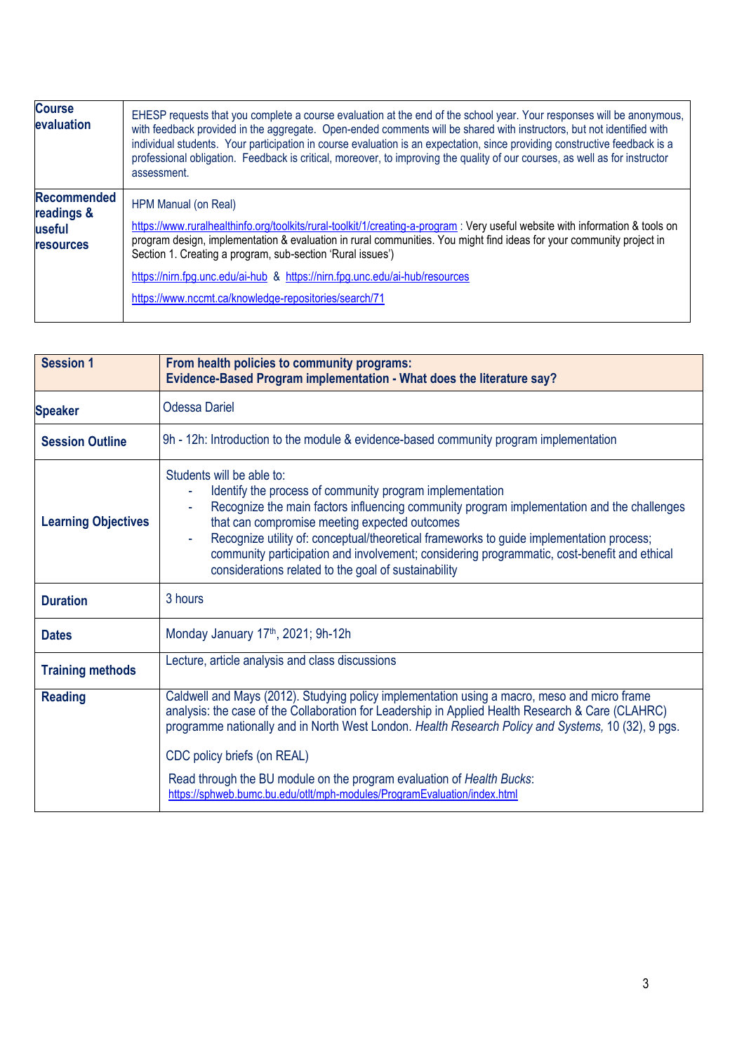| | |
|---|---|
| **Course evaluation** | EHESP requests that you complete a course evaluation at the end of the school year. Your responses will be anonymous, with feedback provided in the aggregate. Open-ended comments will be shared with instructors, but not identified with individual students. Your participation in course evaluation is an expectation, since providing constructive feedback is a professional obligation. Feedback is critical, moreover, to improving the quality of our courses, as well as for instructor assessment. |
| **Recommended readings & useful resources** | HPM Manual (on Real)<br><br>https://www.ruralhealthinfo.org/toolkits/rural-toolkit/1/creating-a-program : Very useful website with information & tools on program design, implementation & evaluation in rural communities. You might find ideas for your community project in Section 1. Creating a program, sub-section 'Rural issues')<br><br>https://nirn.fpg.unc.edu/ai-hub & https://nirn.fpg.unc.edu/ai-hub/resources<br><br>https://www.nccmt.ca/knowledge-repositories/search/71 |

| **Session 1** | **From health policies to community programs:<br>Evidence-Based Program implementation - What does the literature say?** |
|---|---|
| **Speaker** | Odessa Dariel |
| **Session Outline** | 9h - 12h: Introduction to the module & evidence-based community program implementation |
| **Learning Objectives** | Students will be able to:<br>- Identify the process of community program implementation<br>- Recognize the main factors influencing community program implementation and the challenges that can compromise meeting expected outcomes<br>- Recognize utility of: conceptual/theoretical frameworks to guide implementation process; community participation and involvement; considering programmatic, cost-benefit and ethical considerations related to the goal of sustainability |
| **Duration** | 3 hours |
| **Dates** | Monday January 17th, 2021; 9h-12h |
| **Training methods** | Lecture, article analysis and class discussions |
| **Reading** | Caldwell and Mays (2012). Studying policy implementation using a macro, meso and micro frame analysis: the case of the Collaboration for Leadership in Applied Health Research & Care (CLAHRC) programme nationally and in North West London. *Health Research Policy and Systems,* 10 (32), 9 pgs.<br><br>CDC policy briefs (on REAL)<br><br>Read through the BU module on the program evaluation of *Health Bucks*: https://sphweb.bumc.bu.edu/otlt/mph-modules/ProgramEvaluation/index.html |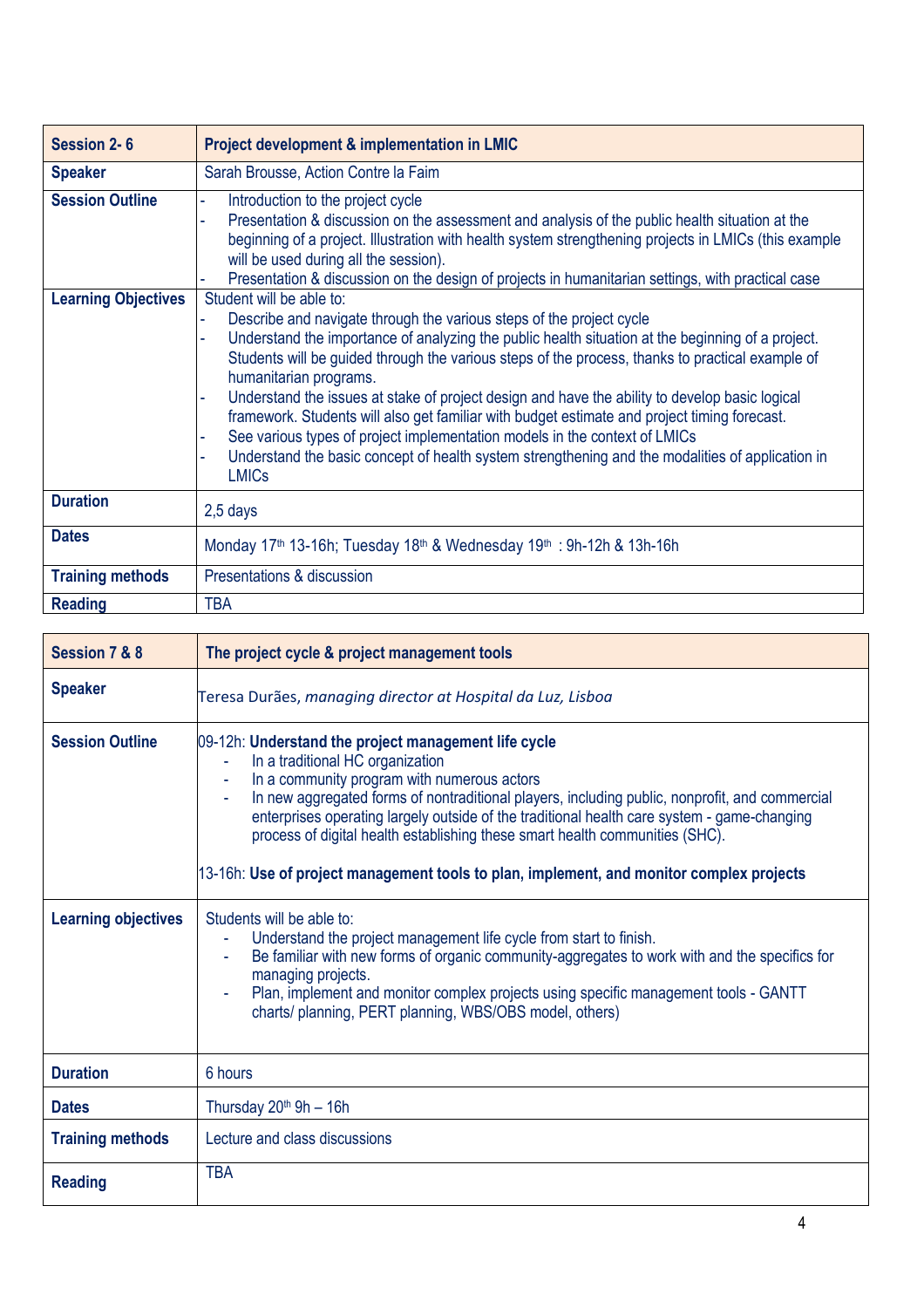| Session 2- 6 | Project development & implementation in LMIC |
|---|---|
| **Speaker** | Sarah Brousse, Action Contre la Faim |
| **Session Outline** | - Introduction to the project cycle<br>- Presentation & discussion on the assessment and analysis of the public health situation at the beginning of a project. Illustration with health system strengthening projects in LMICs (this example will be used during all the session).<br>- Presentation & discussion on the design of projects in humanitarian settings, with practical case |
| **Learning Objectives** | Student will be able to:<br>- Describe and navigate through the various steps of the project cycle<br>- Understand the importance of analyzing the public health situation at the beginning of a project. Students will be guided through the various steps of the process, thanks to practical example of humanitarian programs.<br>- Understand the issues at stake of project design and have the ability to develop basic logical framework. Students will also get familiar with budget estimate and project timing forecast.<br>- See various types of project implementation models in the context of LMICs<br>- Understand the basic concept of health system strengthening and the modalities of application in LMICs |
| **Duration** | 2,5 days |
| **Dates** | Monday 17th 13-16h; Tuesday 18th & Wednesday 19th : 9h-12h & 13h-16h |
| **Training methods** | Presentations & discussion |
| **Reading** | TBA |

| Session 7 & 8 | The project cycle & project management tools |
|---|---|
| **Speaker** | Teresa Durães, *managing director at Hospital da Luz, Lisboa* |
| **Session Outline** | 09-12h: **Understand the project management life cycle**<br>- In a traditional HC organization<br>- In a community program with numerous actors<br>- In new aggregated forms of nontraditional players, including public, nonprofit, and commercial enterprises operating largely outside of the traditional health care system - game-changing process of digital health establishing these smart health communities (SHC).<br><br>13-16h: **Use of project management tools to plan, implement, and monitor complex projects** |
| **Learning objectives** | Students will be able to:<br>- Understand the project management life cycle from start to finish.<br>- Be familiar with new forms of organic community-aggregates to work with and the specifics for managing projects.<br>- Plan, implement and monitor complex projects using specific management tools - GANTT charts/ planning, PERT planning, WBS/OBS model, others) |
| **Duration** | 6 hours |
| **Dates** | Thursday 20th 9h – 16h |
| **Training methods** | Lecture and class discussions |
| **Reading** | TBA |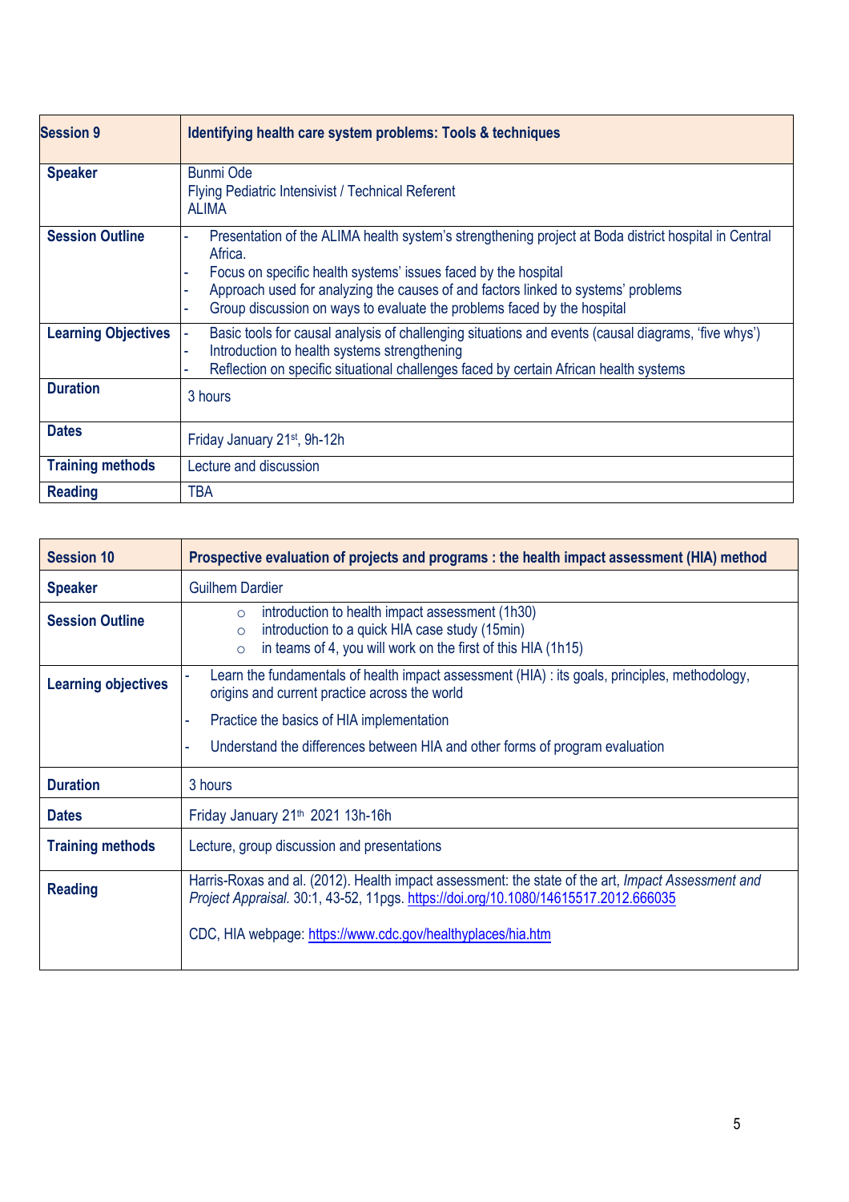| Session 9 | Identifying health care system problems: Tools & techniques |
|---|---|
| Speaker | Bunmi Ode<br>Flying Pediatric Intensivist / Technical Referent<br>ALIMA |
| Session Outline | - Presentation of the ALIMA health system's strengthening project at Boda district hospital in Central Africa.<br>- Focus on specific health systems' issues faced by the hospital<br>- Approach used for analyzing the causes of and factors linked to systems' problems<br>- Group discussion on ways to evaluate the problems faced by the hospital |
| Learning Objectives | - Basic tools for causal analysis of challenging situations and events (causal diagrams, 'five whys')<br>- Introduction to health systems strengthening<br>- Reflection on specific situational challenges faced by certain African health systems |
| Duration | 3 hours |
| Dates | Friday January 21st, 9h-12h |
| Training methods | Lecture and discussion |
| Reading | TBA |

| Session 10 | Prospective evaluation of projects and programs : the health impact assessment (HIA) method |
|---|---|
| Speaker | Guilhem Dardier |
| Session Outline | ○ introduction to health impact assessment (1h30)<br>○ introduction to a quick HIA case study (15min)<br>○ in teams of 4, you will work on the first of this HIA (1h15) |
| Learning objectives | - Learn the fundamentals of health impact assessment (HIA) : its goals, principles, methodology, origins and current practice across the world<br>- Practice the basics of HIA implementation<br>- Understand the differences between HIA and other forms of program evaluation |
| Duration | 3 hours |
| Dates | Friday January 21th 2021 13h-16h |
| Training methods | Lecture, group discussion and presentations |
| Reading | Harris-Roxas and al. (2012). Health impact assessment: the state of the art, *Impact Assessment and Project Appraisal.* 30:1, 43-52, 11pgs. https://doi.org/10.1080/14615517.2012.666035<br><br>CDC, HIA webpage: https://www.cdc.gov/healthyplaces/hia.htm |